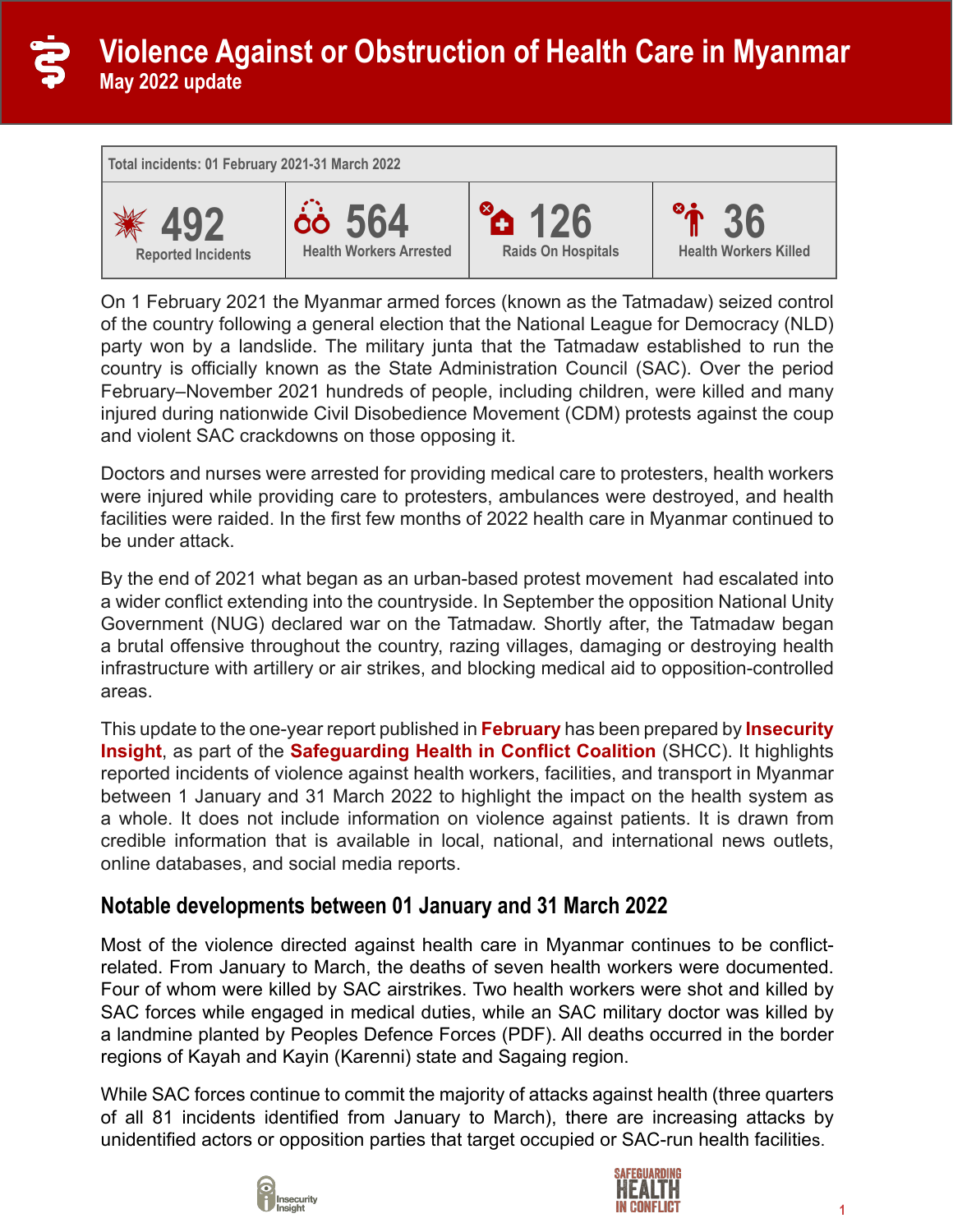# Violence Against or Obstruction of Health Care in Myanmar

**May 2022 update**

| Total incidents: 01 February 2021-31 March 2022 | | | |
|---|---|---|---|
| **492** Reported Incidents | **564** Health Workers Arrested | **126** Raids On Hospitals | **36** Health Workers Killed |

On 1 February 2021 the Myanmar armed forces (known as the Tatmadaw) seized control of the country following a general election that the National League for Democracy (NLD) party won by a landslide. The military junta that the Tatmadaw established to run the country is officially known as the State Administration Council (SAC). Over the period February–November 2021 hundreds of people, including children, were killed and many injured during nationwide Civil Disobedience Movement (CDM) protests against the coup and violent SAC crackdowns on those opposing it.

Doctors and nurses were arrested for providing medical care to protesters, health workers were injured while providing care to protesters, ambulances were destroyed, and health facilities were raided. In the first few months of 2022 health care in Myanmar continued to be under attack.

By the end of 2021 what began as an urban-based protest movement had escalated into a wider conflict extending into the countryside. In September the opposition National Unity Government (NUG) declared war on the Tatmadaw. Shortly after, the Tatmadaw began a brutal offensive throughout the country, razing villages, damaging or destroying health infrastructure with artillery or air strikes, and blocking medical aid to opposition-controlled areas.

This update to the one-year report published in **February** has been prepared by **Insecurity Insight**, as part of the **Safeguarding Health in Conflict Coalition** (SHCC). It highlights reported incidents of violence against health workers, facilities, and transport in Myanmar between 1 January and 31 March 2022 to highlight the impact on the health system as a whole. It does not include information on violence against patients. It is drawn from credible information that is available in local, national, and international news outlets, online databases, and social media reports.

## Notable developments between 01 January and 31 March 2022

Most of the violence directed against health care in Myanmar continues to be conflict-related. From January to March, the deaths of seven health workers were documented. Four of whom were killed by SAC airstrikes. Two health workers were shot and killed by SAC forces while engaged in medical duties, while an SAC military doctor was killed by a landmine planted by Peoples Defence Forces (PDF). All deaths occurred in the border regions of Kayah and Kayin (Karenni) state and Sagaing region.

While SAC forces continue to commit the majority of attacks against health (three quarters of all 81 incidents identified from January to March), there are increasing attacks by unidentified actors or opposition parties that target occupied or SAC-run health facilities.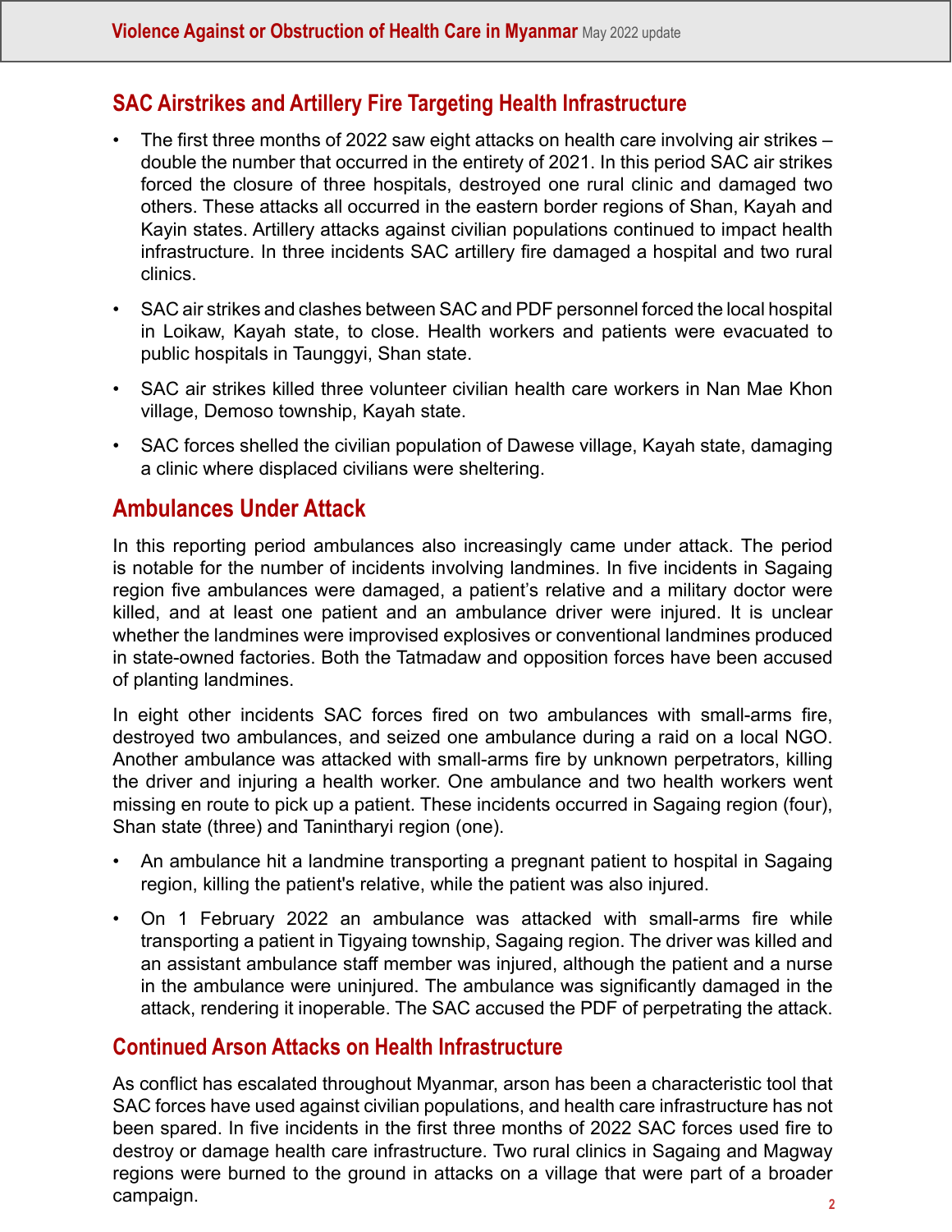## SAC Airstrikes and Artillery Fire Targeting Health Infrastructure

- The first three months of 2022 saw eight attacks on health care involving air strikes – double the number that occurred in the entirety of 2021. In this period SAC air strikes forced the closure of three hospitals, destroyed one rural clinic and damaged two others. These attacks all occurred in the eastern border regions of Shan, Kayah and Kayin states. Artillery attacks against civilian populations continued to impact health infrastructure. In three incidents SAC artillery fire damaged a hospital and two rural clinics.
- SAC air strikes and clashes between SAC and PDF personnel forced the local hospital in Loikaw, Kayah state, to close. Health workers and patients were evacuated to public hospitals in Taunggyi, Shan state.
- SAC air strikes killed three volunteer civilian health care workers in Nan Mae Khon village, Demoso township, Kayah state.
- SAC forces shelled the civilian population of Dawese village, Kayah state, damaging a clinic where displaced civilians were sheltering.

## Ambulances Under Attack

In this reporting period ambulances also increasingly came under attack. The period is notable for the number of incidents involving landmines. In five incidents in Sagaing region five ambulances were damaged, a patient's relative and a military doctor were killed, and at least one patient and an ambulance driver were injured. It is unclear whether the landmines were improvised explosives or conventional landmines produced in state-owned factories. Both the Tatmadaw and opposition forces have been accused of planting landmines.

In eight other incidents SAC forces fired on two ambulances with small-arms fire, destroyed two ambulances, and seized one ambulance during a raid on a local NGO. Another ambulance was attacked with small-arms fire by unknown perpetrators, killing the driver and injuring a health worker. One ambulance and two health workers went missing en route to pick up a patient. These incidents occurred in Sagaing region (four), Shan state (three) and Tanintharyi region (one).

- An ambulance hit a landmine transporting a pregnant patient to hospital in Sagaing region, killing the patient's relative, while the patient was also injured.
- On 1 February 2022 an ambulance was attacked with small-arms fire while transporting a patient in Tigyaing township, Sagaing region. The driver was killed and an assistant ambulance staff member was injured, although the patient and a nurse in the ambulance were uninjured. The ambulance was significantly damaged in the attack, rendering it inoperable. The SAC accused the PDF of perpetrating the attack.

## Continued Arson Attacks on Health Infrastructure

As conflict has escalated throughout Myanmar, arson has been a characteristic tool that SAC forces have used against civilian populations, and health care infrastructure has not been spared. In five incidents in the first three months of 2022 SAC forces used fire to destroy or damage health care infrastructure. Two rural clinics in Sagaing and Magway regions were burned to the ground in attacks on a village that were part of a broader campaign.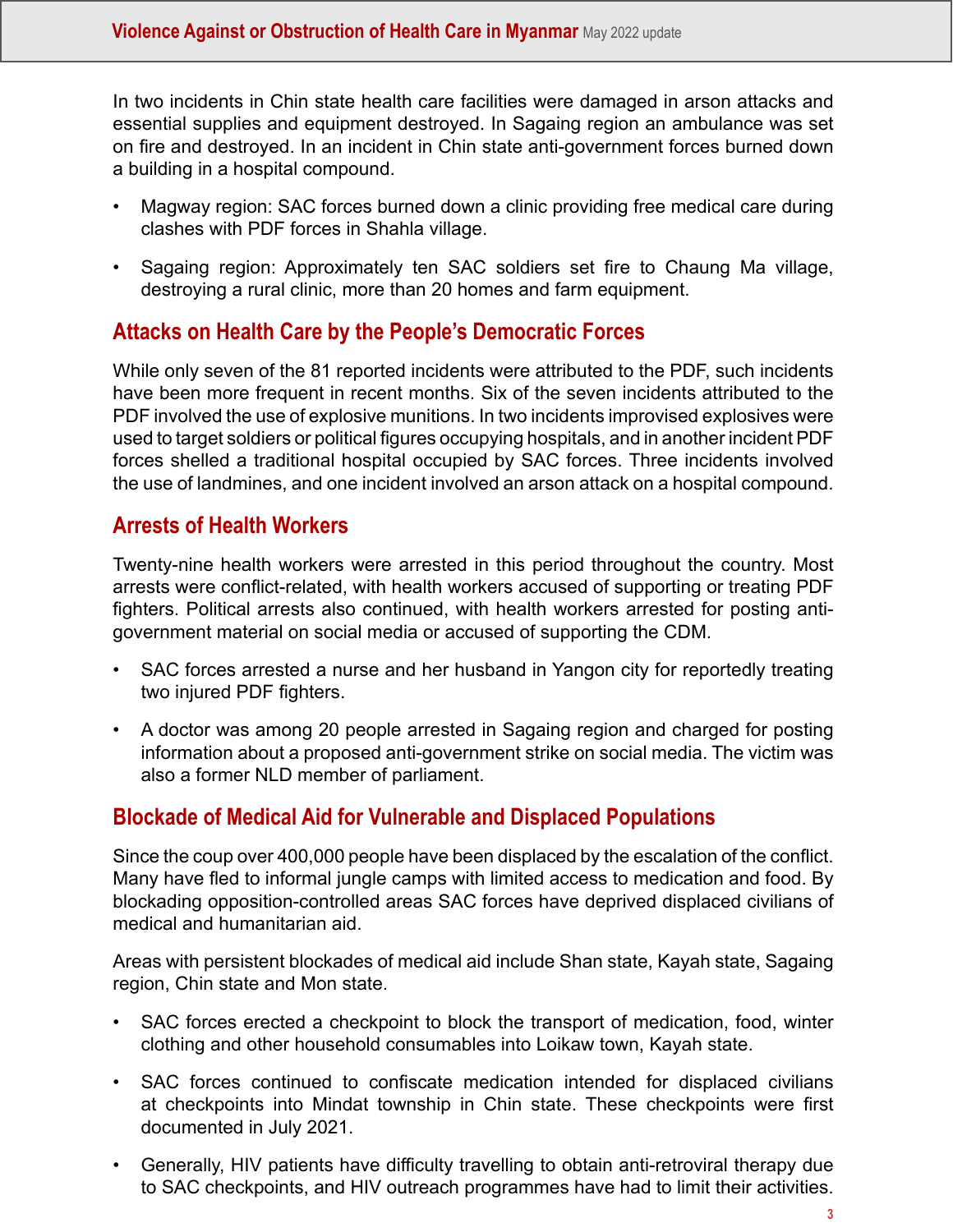In two incidents in Chin state health care facilities were damaged in arson attacks and essential supplies and equipment destroyed. In Sagaing region an ambulance was set on fire and destroyed. In an incident in Chin state anti-government forces burned down a building in a hospital compound.

- Magway region: SAC forces burned down a clinic providing free medical care during clashes with PDF forces in Shahla village.
- Sagaing region: Approximately ten SAC soldiers set fire to Chaung Ma village, destroying a rural clinic, more than 20 homes and farm equipment.

## Attacks on Health Care by the People's Democratic Forces

While only seven of the 81 reported incidents were attributed to the PDF, such incidents have been more frequent in recent months. Six of the seven incidents attributed to the PDF involved the use of explosive munitions. In two incidents improvised explosives were used to target soldiers or political figures occupying hospitals, and in another incident PDF forces shelled a traditional hospital occupied by SAC forces. Three incidents involved the use of landmines, and one incident involved an arson attack on a hospital compound.

## Arrests of Health Workers

Twenty-nine health workers were arrested in this period throughout the country. Most arrests were conflict-related, with health workers accused of supporting or treating PDF fighters. Political arrests also continued, with health workers arrested for posting anti-government material on social media or accused of supporting the CDM.

- SAC forces arrested a nurse and her husband in Yangon city for reportedly treating two injured PDF fighters.
- A doctor was among 20 people arrested in Sagaing region and charged for posting information about a proposed anti-government strike on social media. The victim was also a former NLD member of parliament.

## Blockade of Medical Aid for Vulnerable and Displaced Populations

Since the coup over 400,000 people have been displaced by the escalation of the conflict. Many have fled to informal jungle camps with limited access to medication and food. By blockading opposition-controlled areas SAC forces have deprived displaced civilians of medical and humanitarian aid.

Areas with persistent blockades of medical aid include Shan state, Kayah state, Sagaing region, Chin state and Mon state.

- SAC forces erected a checkpoint to block the transport of medication, food, winter clothing and other household consumables into Loikaw town, Kayah state.
- SAC forces continued to confiscate medication intended for displaced civilians at checkpoints into Mindat township in Chin state. These checkpoints were first documented in July 2021.
- Generally, HIV patients have difficulty travelling to obtain anti-retroviral therapy due to SAC checkpoints, and HIV outreach programmes have had to limit their activities.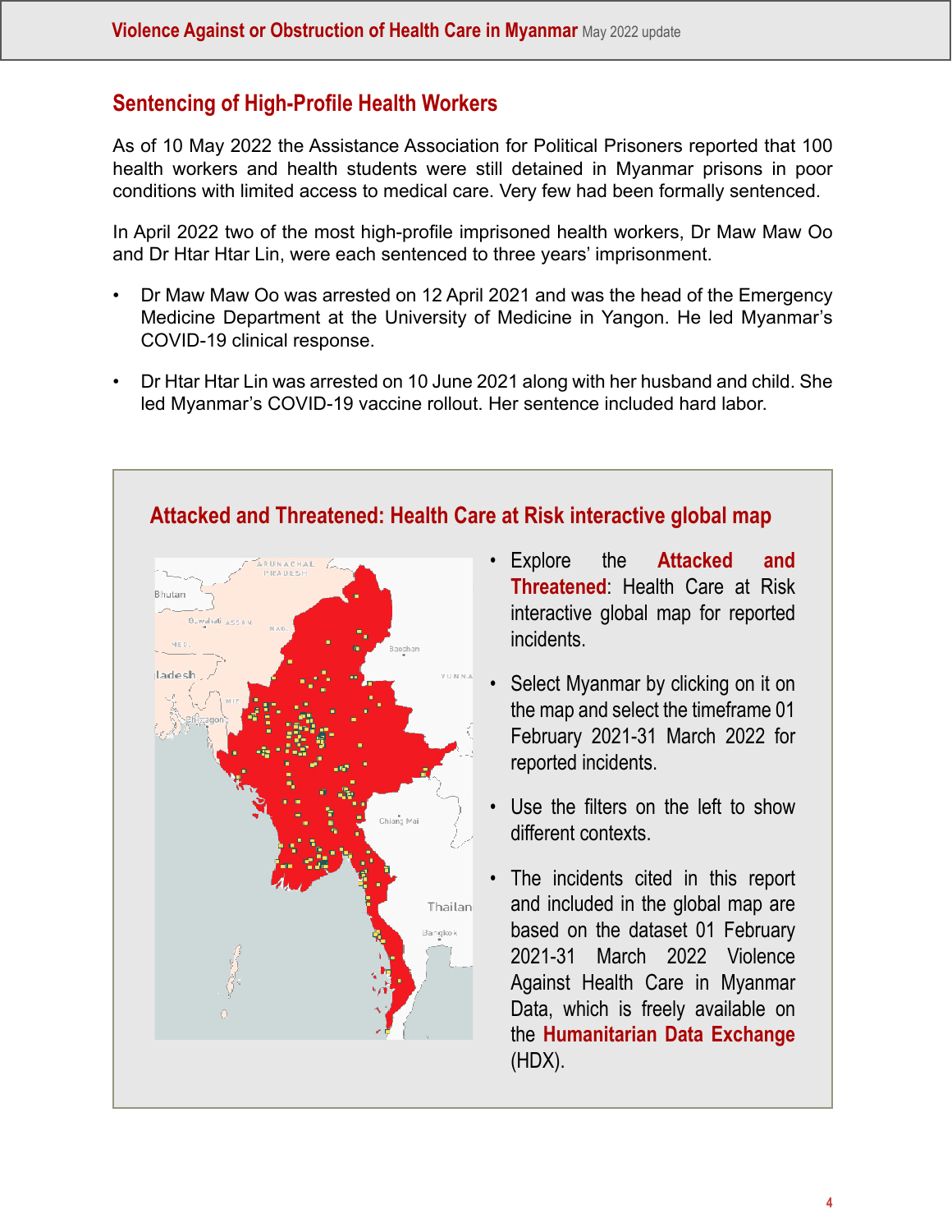## Sentencing of High-Profile Health Workers

As of 10 May 2022 the Assistance Association for Political Prisoners reported that 100 health workers and health students were still detained in Myanmar prisons in poor conditions with limited access to medical care. Very few had been formally sentenced.

In April 2022 two of the most high-profile imprisoned health workers, Dr Maw Maw Oo and Dr Htar Htar Lin, were each sentenced to three years' imprisonment.

- Dr Maw Maw Oo was arrested on 12 April 2021 and was the head of the Emergency Medicine Department at the University of Medicine in Yangon. He led Myanmar's COVID-19 clinical response.
- Dr Htar Htar Lin was arrested on 10 June 2021 along with her husband and child. She led Myanmar's COVID-19 vaccine rollout. Her sentence included hard labor.

### Attacked and Threatened: Health Care at Risk interactive global map

- Explore the **Attacked and Threatened**: Health Care at Risk interactive global map for reported incidents.
- Select Myanmar by clicking on it on the map and select the timeframe 01 February 2021-31 March 2022 for reported incidents.
- Use the filters on the left to show different contexts.
- The incidents cited in this report and included in the global map are based on the dataset 01 February 2021-31 March 2022 Violence Against Health Care in Myanmar Data, which is freely available on the **Humanitarian Data Exchange** (HDX).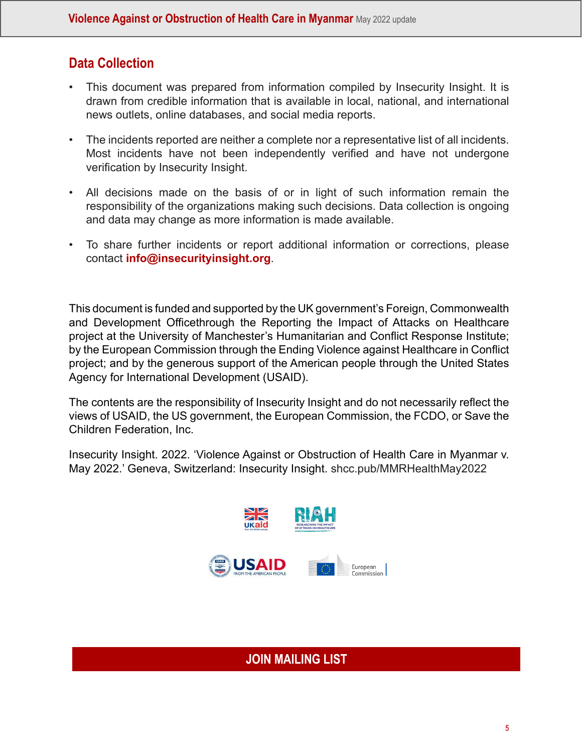## Data Collection

- This document was prepared from information compiled by Insecurity Insight. It is drawn from credible information that is available in local, national, and international news outlets, online databases, and social media reports.
- The incidents reported are neither a complete nor a representative list of all incidents. Most incidents have not been independently verified and have not undergone verification by Insecurity Insight.
- All decisions made on the basis of or in light of such information remain the responsibility of the organizations making such decisions. Data collection is ongoing and data may change as more information is made available.
- To share further incidents or report additional information or corrections, please contact **info@insecurityinsight.org**.

This document is funded and supported by the UK government's Foreign, Commonwealth and Development Officethrough the Reporting the Impact of Attacks on Healthcare project at the University of Manchester's Humanitarian and Conflict Response Institute; by the European Commission through the Ending Violence against Healthcare in Conflict project; and by the generous support of the American people through the United States Agency for International Development (USAID).

The contents are the responsibility of Insecurity Insight and do not necessarily reflect the views of USAID, the US government, the European Commission, the FCDO, or Save the Children Federation, Inc.

Insecurity Insight. 2022. 'Violence Against or Obstruction of Health Care in Myanmar v. May 2022.' Geneva, Switzerland: Insecurity Insight. shcc.pub/MMRHealthMay2022

**JOIN MAILING LIST**